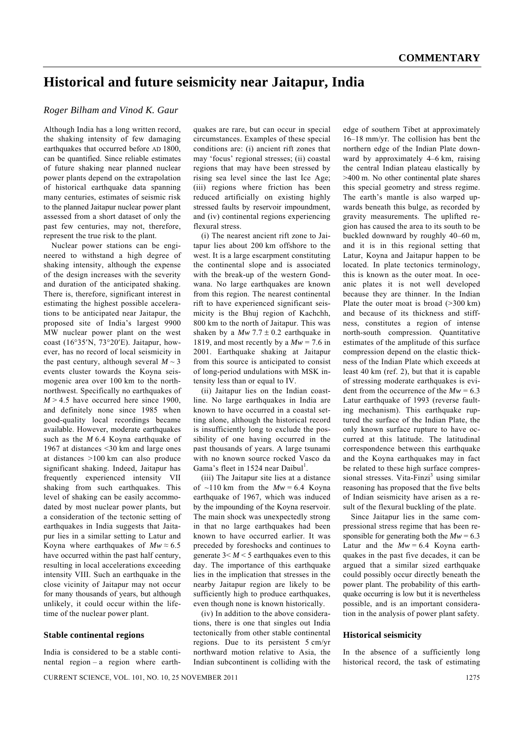# Historical and future seismicity near Jaitapur, India

*Roger Bilham and Vinod K. Gaur*

Although India has a long written record, the shaking intensity of few damaging earthquakes that occurred before AD 1800, can be quantified. Since reliable estimates of future shaking near planned nuclear power plants depend on the extrapolation of historical earthquake data spanning many centuries, estimates of seismic risk to the planned Jaitapur nuclear power plant assessed from a short dataset of only the past few centuries, may not, therefore, represent the true risk to the plant.

Nuclear power stations can be engineered to withstand a high degree of shaking intensity, although the expense of the design increases with the severity and duration of the anticipated shaking. There is, therefore, significant interest in estimating the highest possible accelerations to be anticipated near Jaitapur, the proposed site of India's largest 9900 MW nuclear power plant on the west coast (16°35′N, 73°20′E). Jaitapur, however, has no record of local seismicity in the past century, although several $M \sim 3$ events cluster towards the Koyna seismogenic area over 100 km to the north-northwest. Specifically no earthquakes of $M > 4.5$ have occurred here since 1900, and definitely none since 1985 when good-quality local recordings became available. However, moderate earthquakes such as the $M$ 6.4 Koyna earthquake of 1967 at distances <30 km and large ones at distances >100 km can also produce significant shaking. Indeed, Jaitapur has frequently experienced intensity VII shaking from such earthquakes. This level of shaking can be easily accommodated by most nuclear power plants, but a consideration of the tectonic setting of earthquakes in India suggests that Jaitapur lies in a similar setting to Latur and Koyna where earthquakes of $Mw \approx 6.5$ have occurred within the past half century, resulting in local accelerations exceeding intensity VIII. Such an earthquake in the close vicinity of Jaitapur may not occur for many thousands of years, but although unlikely, it could occur within the lifetime of the nuclear power plant.

### Stable continental regions

India is considered to be a stable continental region – a region where earthquakes are rare, but can occur in special circumstances. Examples of these special conditions are: (i) ancient rift zones that may 'focus' regional stresses; (ii) coastal regions that may have been stressed by rising sea level since the last Ice Age; (iii) regions where friction has been reduced artificially on existing highly stressed faults by reservoir impoundment, and (iv) continental regions experiencing flexural stress.

(i) The nearest ancient rift zone to Jaitapur lies about 200 km offshore to the west. It is a large escarpment constituting the continental slope and is associated with the break-up of the western Gondwana. No large earthquakes are known from this region. The nearest continental rift to have experienced significant seismicity is the Bhuj region of Kachchh, 800 km to the north of Jaitapur. This was shaken by a $Mw$ 7.7 ± 0.2 earthquake in 1819, and most recently by a $Mw = 7.6$ in 2001. Earthquake shaking at Jaitapur from this source is anticipated to consist of long-period undulations with MSK intensity less than or equal to IV.

(ii) Jaitapur lies on the Indian coastline. No large earthquakes in India are known to have occurred in a coastal setting alone, although the historical record is insufficiently long to exclude the possibility of one having occurred in the past thousands of years. A large tsunami with no known source rocked Vasco da Gama's fleet in 1524 near Daibul[1].

(iii) The Jaitapur site lies at a distance of ~110 km from the $Mw = 6.4$ Koyna earthquake of 1967, which was induced by the impounding of the Koyna reservoir. The main shock was unexpectedly strong in that no large earthquakes had been known to have occurred earlier. It was preceded by foreshocks and continues to generate $3 < M < 5$ earthquakes even to this day. The importance of this earthquake lies in the implication that stresses in the nearby Jaitapur region are likely to be sufficiently high to produce earthquakes, even though none is known historically.

(iv) In addition to the above considerations, there is one that singles out India tectonically from other stable continental regions. Due to its persistent 5 cm/yr northward motion relative to Asia, the Indian subcontinent is colliding with the edge of southern Tibet at approximately 16–18 mm/yr. The collision has bent the northern edge of the Indian Plate downward by approximately 4–6 km, raising the central Indian plateau elastically by >400 m. No other continental plate shares this special geometry and stress regime. The earth's mantle is also warped upwards beneath this bulge, as recorded by gravity measurements. The uplifted region has caused the area to its south to be buckled downward by roughly 40–60 m, and it is in this regional setting that Latur, Koyna and Jaitapur happen to be located. In plate tectonics terminology, this is known as the outer moat. In oceanic plates it is not well developed because they are thinner. In the Indian Plate the outer moat is broad (>300 km) and because of its thickness and stiffness, constitutes a region of intense north-south compression. Quantitative estimates of the amplitude of this surface compression depend on the elastic thickness of the Indian Plate which exceeds at least 40 km (ref. 2), but that it is capable of stressing moderate earthquakes is evident from the occurrence of the $Mw = 6.3$ Latur earthquake of 1993 (reverse faulting mechanism). This earthquake ruptured the surface of the Indian Plate, the only known surface rupture to have occurred at this latitude. The latitudinal correspondence between this earthquake and the Koyna earthquakes may in fact be related to these high surface compressional stresses. Vita-Finzi[3] using similar reasoning has proposed that the five belts of Indian seismicity have arisen as a result of the flexural buckling of the plate.

Since Jaitapur lies in the same compressional stress regime that has been responsible for generating both the $Mw = 6.3$ Latur and the $Mw = 6.4$ Koyna earthquakes in the past five decades, it can be argued that a similar sized earthquake could possibly occur directly beneath the power plant. The probability of this earthquake occurring is low but it is nevertheless possible, and is an important consideration in the analysis of power plant safety.

### Historical seismicity

In the absence of a sufficiently long historical record, the task of estimating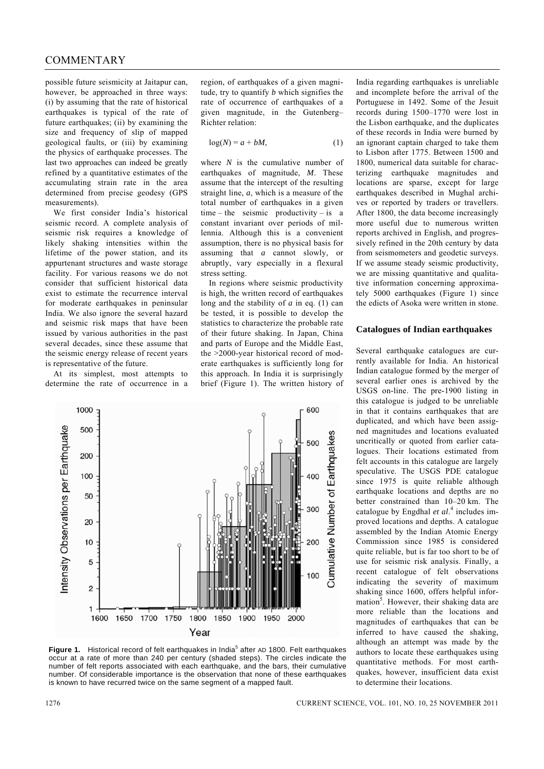possible future seismicity at Jaitapur can, however, be approached in three ways: (i) by assuming that the rate of historical earthquakes is typical of the rate of future earthquakes; (ii) by examining the size and frequency of slip of mapped geological faults, or (iii) by examining the physics of earthquake processes. The last two approaches can indeed be greatly refined by a quantitative estimates of the accumulating strain rate in the area determined from precise geodesy (GPS measurements).

We first consider India's historical seismic record. A complete analysis of seismic risk requires a knowledge of likely shaking intensities within the lifetime of the power station, and its appurtenant structures and waste storage facility. For various reasons we do not consider that sufficient historical data exist to estimate the recurrence interval for moderate earthquakes in peninsular India. We also ignore the several hazard and seismic risk maps that have been issued by various authorities in the past several decades, since these assume that the seismic energy release of recent years is representative of the future.

At its simplest, most attempts to determine the rate of occurrence in a region, of earthquakes of a given magnitude, try to quantify $b$ which signifies the rate of occurrence of earthquakes of a given magnitude, in the Gutenberg–Richter relation:

$$\log(N) = a + bM, \quad (1)$$

where $N$ is the cumulative number of earthquakes of magnitude, $M$. These assume that the intercept of the resulting straight line, $a$, which is a measure of the total number of earthquakes in a given time – the seismic productivity – is a constant invariant over periods of millennia. Although this is a convenient assumption, there is no physical basis for assuming that $a$ cannot slowly, or abruptly, vary especially in a flexural stress setting.

In regions where seismic productivity is high, the written record of earthquakes long and the stability of $a$ in eq. (1) can be tested, it is possible to develop the statistics to characterize the probable rate of their future shaking. In Japan, China and parts of Europe and the Middle East, the >2000-year historical record of moderate earthquakes is sufficiently long for this approach. In India it is surprisingly brief (Figure 1). The written history of India regarding earthquakes is unreliable and incomplete before the arrival of the Portuguese in 1492. Some of the Jesuit records during 1500–1770 were lost in the Lisbon earthquake, and the duplicates of these records in India were burned by an ignorant captain charged to take them to Lisbon after 1775. Between 1500 and 1800, numerical data suitable for characterizing earthquake magnitudes and locations are sparse, except for large earthquakes described in Mughal archives or reported by traders or travellers. After 1800, the data become increasingly more useful due to numerous written reports archived in English, and progressively refined in the 20th century by data from seismometers and geodetic surveys. If we assume steady seismic productivity, we are missing quantitative and qualitative information concerning approximately 5000 earthquakes (Figure 1) since the edicts of Asoka were written in stone.

**Figure 1.** Historical record of felt earthquakes in India[5] after AD 1800. Felt earthquakes occur at a rate of more than 240 per century (shaded steps). The circles indicate the number of felt reports associated with each earthquake, and the bars, their cumulative number. Of considerable importance is the observation that none of these earthquakes is known to have recurred twice on the same segment of a mapped fault.

## Catalogues of Indian earthquakes

Several earthquake catalogues are currently available for India. An historical Indian catalogue formed by the merger of several earlier ones is archived by the USGS on-line. The pre-1900 listing in this catalogue is judged to be unreliable in that it contains earthquakes that are duplicated, and which have been assigned magnitudes and locations evaluated uncritically or quoted from earlier catalogues. Their locations estimated from felt accounts in this catalogue are largely speculative. The USGS PDE catalogue since 1975 is quite reliable although earthquake locations and depths are no better constrained than 10–20 km. The catalogue by Engdhal *et al*.[4] includes improved locations and depths. A catalogue assembled by the Indian Atomic Energy Commission since 1985 is considered quite reliable, but is far too short to be of use for seismic risk analysis. Finally, a recent catalogue of felt observations indicating the severity of maximum shaking since 1600, offers helpful information[5]. However, their shaking data are more reliable than the locations and magnitudes of earthquakes that can be inferred to have caused the shaking, although an attempt was made by the authors to locate these earthquakes using quantitative methods. For most earthquakes, however, insufficient data exist to determine their locations.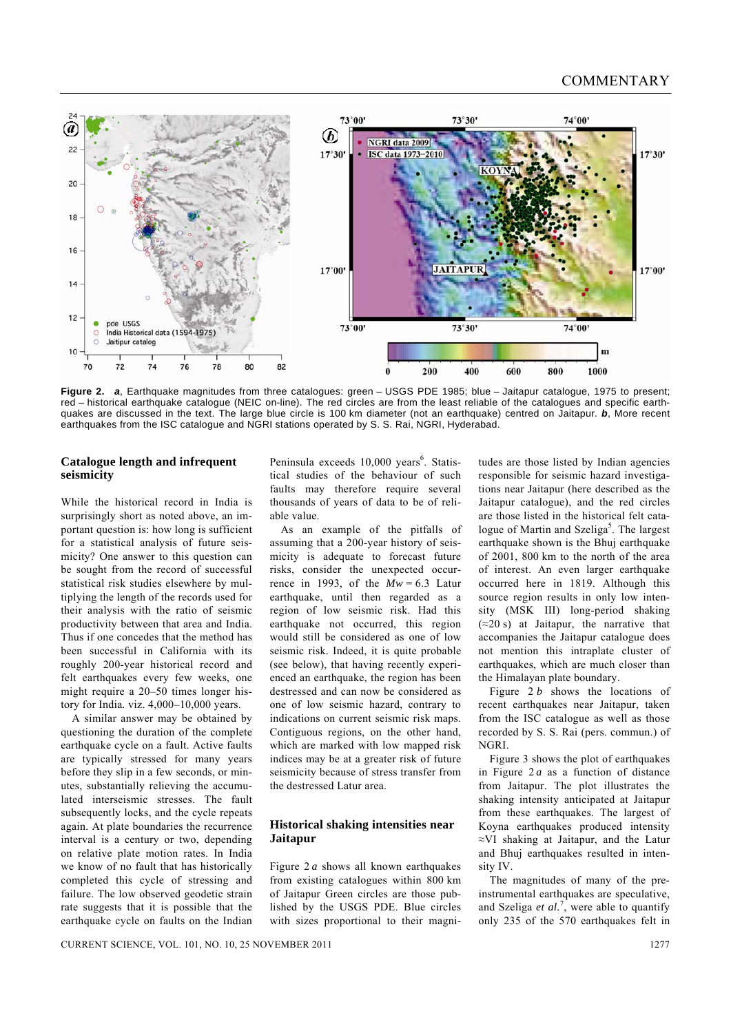**Figure 2.** ***a***, Earthquake magnitudes from three catalogues: green – USGS PDE 1985; blue – Jaitapur catalogue, 1975 to present; red – historical earthquake catalogue (NEIC on-line). The red circles are from the least reliable of the catalogues and specific earthquakes are discussed in the text. The large blue circle is 100 km diameter (not an earthquake) centred on Jaitapur. ***b***, More recent earthquakes from the ISC catalogue and NGRI stations operated by S. S. Rai, NGRI, Hyderabad.

## Catalogue length and infrequent seismicity

While the historical record in India is surprisingly short as noted above, an important question is: how long is sufficient for a statistical analysis of future seismicity? One answer to this question can be sought from the record of successful statistical risk studies elsewhere by multiplying the length of the records used for their analysis with the ratio of seismic productivity between that area and India. Thus if one concedes that the method has been successful in California with its roughly 200-year historical record and felt earthquakes every few weeks, one might require a 20–50 times longer history for India. viz. 4,000–10,000 years.

A similar answer may be obtained by questioning the duration of the complete earthquake cycle on a fault. Active faults are typically stressed for many years before they slip in a few seconds, or minutes, substantially relieving the accumulated interseismic stresses. The fault subsequently locks, and the cycle repeats again. At plate boundaries the recurrence interval is a century or two, depending on relative plate motion rates. In India we know of no fault that has historically completed this cycle of stressing and failure. The low observed geodetic strain rate suggests that it is possible that the earthquake cycle on faults on the Indian Peninsula exceeds 10,000 years[6]. Statistical studies of the behaviour of such faults may therefore require several thousands of years of data to be of reliable value.

As an example of the pitfalls of assuming that a 200-year history of seismicity is adequate to forecast future risks, consider the unexpected occurrence in 1993, of the $Mw = 6.3$ Latur earthquake, until then regarded as a region of low seismic risk. Had this earthquake not occurred, this region would still be considered as one of low seismic risk. Indeed, it is quite probable (see below), that having recently experienced an earthquake, the region has been destressed and can now be considered as one of low seismic hazard, contrary to indications on current seismic risk maps. Contiguous regions, on the other hand, which are marked with low mapped risk indices may be at a greater risk of future seismicity because of stress transfer from the destressed Latur area.

## Historical shaking intensities near Jaitapur

Figure 2 *a* shows all known earthquakes from existing catalogues within 800 km of Jaitapur Green circles are those published by the USGS PDE. Blue circles with sizes proportional to their magnitudes are those listed by Indian agencies responsible for seismic hazard investigations near Jaitapur (here described as the Jaitapur catalogue), and the red circles are those listed in the historical felt catalogue of Martin and Szeliga[5]. The largest earthquake shown is the Bhuj earthquake of 2001, 800 km to the north of the area of interest. An even larger earthquake occurred here in 1819. Although this source region results in only low intensity (MSK III) long-period shaking (≈20 s) at Jaitapur, the narrative that accompanies the Jaitapur catalogue does not mention this intraplate cluster of earthquakes, which are much closer than the Himalayan plate boundary.

Figure 2 *b* shows the locations of recent earthquakes near Jaitapur, taken from the ISC catalogue as well as those recorded by S. S. Rai (pers. commun.) of NGRI.

Figure 3 shows the plot of earthquakes in Figure 2 *a* as a function of distance from Jaitapur. The plot illustrates the shaking intensity anticipated at Jaitapur from these earthquakes. The largest of Koyna earthquakes produced intensity ≈VI shaking at Jaitapur, and the Latur and Bhuj earthquakes resulted in intensity IV.

The magnitudes of many of the pre-instrumental earthquakes are speculative, and Szeliga *et al.*[7], were able to quantify only 235 of the 570 earthquakes felt in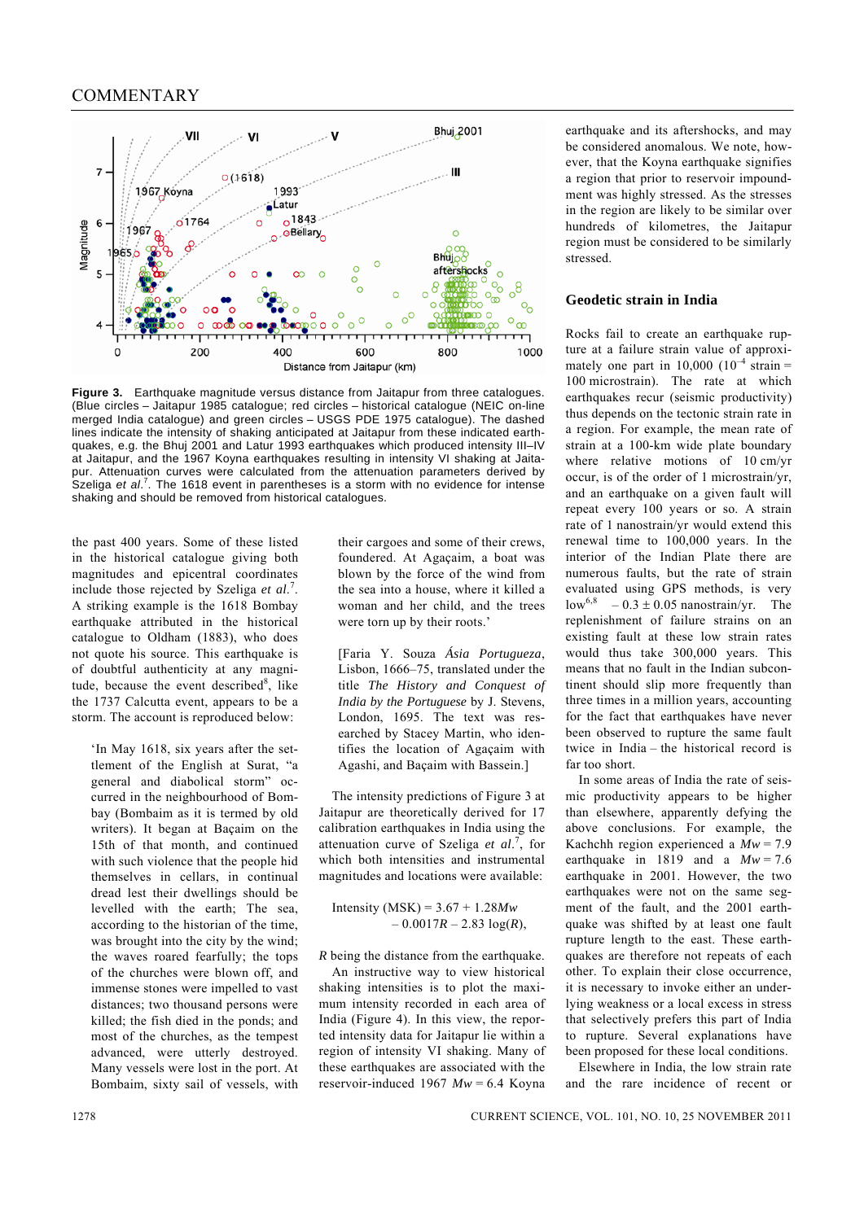**Figure 3.** Earthquake magnitude versus distance from Jaitapur from three catalogues. (Blue circles – Jaitapur 1985 catalogue; red circles – historical catalogue (NEIC on-line merged India catalogue) and green circles – USGS PDE 1975 catalogue). The dashed lines indicate the intensity of shaking anticipated at Jaitapur from these indicated earthquakes, e.g. the Bhuj 2001 and Latur 1993 earthquakes which produced intensity III–IV at Jaitapur, and the 1967 Koyna earthquake resulting in intensity VII shaking at Jaitapur. Attenuation curves were calculated from the attenuation parameters derived by Szeliga *et al.*[7]. The 1618 event in parentheses is a storm with no evidence for intense shaking and should be removed from historical catalogues.

the past 400 years. Some of these listed in the historical catalogue giving both magnitudes and epicentral coordinates include those rejected by Szeliga *et al.*[7]. A striking example is the 1618 Bombay earthquake attributed in the historical catalogue to Oldham (1883), who does not quote his source. This earthquake is of doubtful authenticity at any magnitude, because the event described[8], like the 1737 Calcutta event, appears to be a storm. The account is reproduced below:

> 'In May 1618, six years after the settlement of the English at Surat, "a general and diabolical storm" occurred in the neighbourhood of Bombay (Bombaim as it is termed by old writers). It began at Baçaim on the 15th of that month, and continued with such violence that the people hid themselves in cellars, in continual dread lest their dwellings should be levelled with the earth; The sea, according to the historian of the time, was brought into the city by the wind; the waves roared fearfully; the tops of the churches were blown off, and immense stones were impelled to vast distances; two thousand persons were killed; the fish died in the ponds; and most of the churches, as the tempest advanced, were utterly destroyed. Many vessels were lost in the port. At Bombaim, sixty sail of vessels, with their cargoes and some of their crews, foundered. At Agaçaim, a boat was blown by the force of the wind from the sea into a house, where it killed a woman and her child, and the trees were torn up by their roots.'
>
> [Faria Y. Souza *Ásia Portugueza*, Lisbon, 1666–75, translated under the title *The History and Conquest of India by the Portuguese* by J. Stevens, London, 1695. The text was researched by Stacey Martin, who identifies the location of Agaçaim with Agashi, and Baçaim with Bassein.]

The intensity predictions of Figure 3 at Jaitapur are theoretically derived for 17 calibration earthquakes in India using the attenuation curve of Szeliga *et al.*[7], for which both intensities and instrumental magnitudes and locations were available:

$$\text{Intensity (MSK)} = 3.67 + 1.28M_w - 0.0017R - 2.83\log(R),$$

$R$ being the distance from the earthquake.

An instructive way to view historical shaking intensities is to plot the maximum intensity recorded in each area of India (Figure 4). In this view, the reported intensity data for Jaitapur lie within a region of intensity VI shaking. Many of these earthquakes are associated with the reservoir-induced 1967 $M_w = 6.4$ Koyna earthquake and its aftershocks, and may be considered anomalous. We note, however, that the Koyna earthquake signifies a region that prior to reservoir impoundment was highly stressed. As the stresses in the region are likely to be similar over hundreds of kilometres, the Jaitapur region must be considered to be similarly stressed.

## Geodetic strain in India

Rocks fail to create an earthquake rupture at a failure strain value of approximately one part in 10,000 ($10^{-4}$ strain = 100 microstrain). The rate at which earthquakes recur (seismic productivity) thus depends on the tectonic strain rate in a region. For example, the mean rate of strain at a 100-km wide plate boundary where relative motions of 10 cm/yr occur, is of the order of 1 microstrain/yr, and an earthquake on a given fault will repeat every 100 years or so. A strain rate of 1 nanostrain/yr would extend this renewal time to 100,000 years. In the interior of the Indian Plate there are numerous faults, but the rate of strain evaluated using GPS methods, is very low[6,8] – 0.3 ± 0.05 nanostrain/yr. The replenishment of failure strains on an existing fault at these low strain rates would thus take 300,000 years. This means that no fault in the Indian subcontinent should slip more frequently than three times in a million years, accounting for the fact that earthquakes have never been observed to rupture the same fault twice in India – the historical record is far too short.

In some areas of India the rate of seismic productivity appears to be higher than elsewhere, apparently defying the above conclusions. For example, the Kachchh region experienced a $M_w = 7.9$ earthquake in 1819 and a $M_w = 7.6$ earthquake in 2001. However, the two earthquakes were not on the same segment of the fault, and the 2001 earthquake was shifted by at least one fault rupture length to the east. These earthquakes are therefore not repeats of each other. To explain their close occurrence, it is necessary to invoke either an underlying weakness or a local excess in stress that selectively prefers this part of India to rupture. Several explanations have been proposed for these local conditions.

Elsewhere in India, the low strain rate and the rare incidence of recent or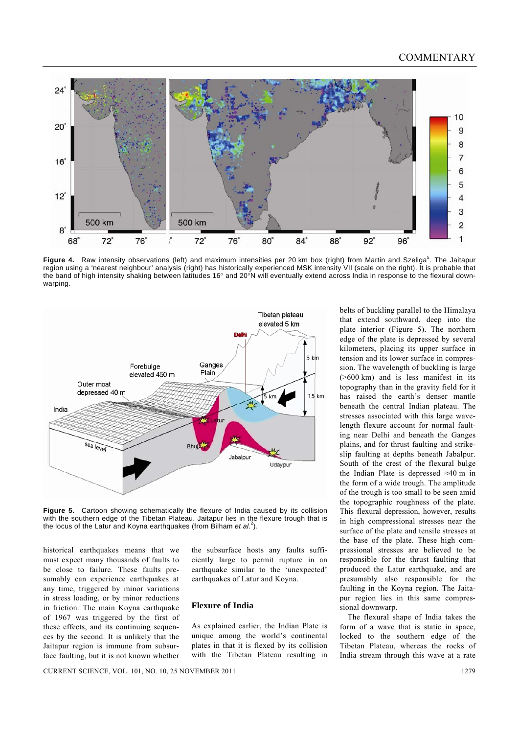**Figure 4.** Raw intensity observations (left) and maximum intensities per 20 km box (right) from Martin and Szeliga[5]. The Jaitapur region using a 'nearest neighbour' analysis (right) has historically experienced MSK intensity VII (scale on the right). It is probable that the band of high intensity shaking between latitudes 16° and 20°N will eventually extend across India in response to the flexural downwarping.

**Figure 5.** Cartoon showing schematically the flexure of India caused by its collision with the southern edge of the Tibetan Plateau. Jaitapur lies in the flexure trough that is the locus of the Latur and Koyna earthquakes (from Bilham *et al.*[2]).

historical earthquakes means that we must expect many thousands of faults to be close to failure. These faults presumably can experience earthquakes at any time, triggered by minor variations in stress loading, or by minor reductions in friction. The main Koyna earthquake of 1967 was triggered by the first of these effects, and its continuing sequences by the second. It is unlikely that the Jaitapur region is immune from subsurface faulting, but it is not known whether the subsurface hosts any faults sufficiently large to permit rupture in an earthquake similar to the 'unexpected' earthquakes of Latur and Koyna.

## Flexure of India

As explained earlier, the Indian Plate is unique among the world's continental plates in that it is flexed by its collision with the Tibetan Plateau resulting in belts of buckling parallel to the Himalaya that extend southward, deep into the plate interior (Figure 5). The northern edge of the plate is depressed by several kilometers, placing its upper surface in tension and its lower surface in compression. The wavelength of buckling is large (>600 km) and is less manifest in its topography than in the gravity field for it has raised the earth's denser mantle beneath the central Indian plateau. The stresses associated with this large wavelength flexure account for normal faulting near Delhi and beneath the Ganges plains, and for thrust faulting and strike-slip faulting at depths beneath Jabalpur. South of the crest of the flexural bulge the Indian Plate is depressed ≈40 m in the form of a wide trough. The amplitude of the trough is too small to be seen amid the topographic roughness of the plate. This flexural depression, however, results in high compressional stresses near the surface of the plate and tensile stresses at the base of the plate. These high compressional stresses are believed to be responsible for the thrust faulting that produced the Latur earthquake, and are presumably also responsible for the faulting in the Koyna region. The Jaitapur region lies in this same compressional downwarp.

The flexural shape of India takes the form of a wave that is static in space, locked to the southern edge of the Tibetan Plateau, whereas the rocks of India stream through this wave at a rate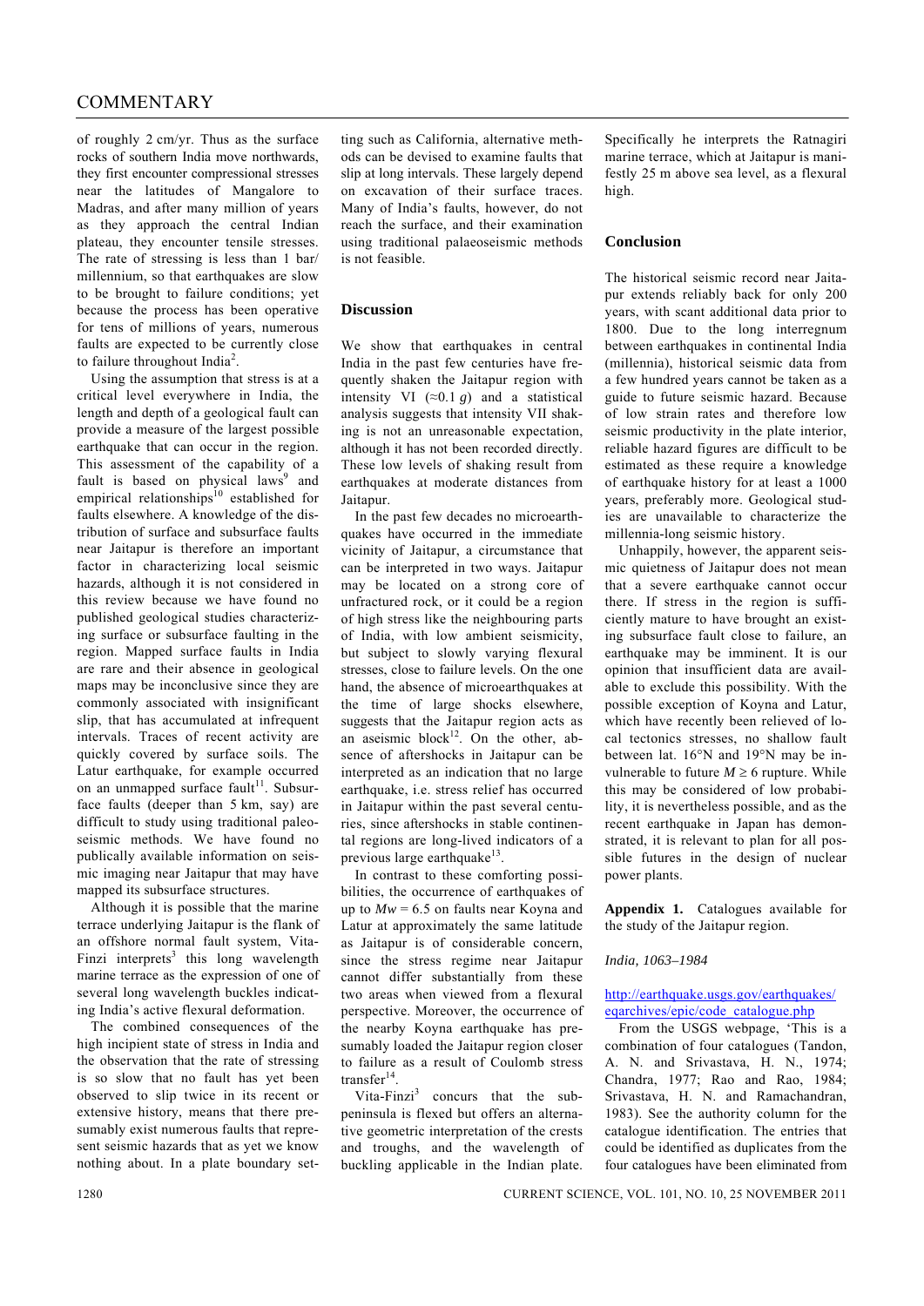of roughly 2 cm/yr. Thus as the surface rocks of southern India move northwards, they first encounter compressional stresses near the latitudes of Mangalore to Madras, and after many million of years as they approach the central Indian plateau, they encounter tensile stresses. The rate of stressing is less than 1 bar/millennium, so that earthquakes are slow to be brought to failure conditions; yet because the process has been operative for tens of millions of years, numerous faults are expected to be currently close to failure throughout India[2].

Using the assumption that stress is at a critical level everywhere in India, the length and depth of a geological fault can provide a measure of the largest possible earthquake that can occur in the region. This assessment of the capability of a fault is based on physical laws[9] and empirical relationships[10] established for faults elsewhere. A knowledge of the distribution of surface and subsurface faults near Jaitapur is therefore an important factor in characterizing local seismic hazards, although it is not considered in this review because we have found no published geological studies characterizing surface or subsurface faulting in the region. Mapped surface faults in India are rare and their absence in geological maps may be inconclusive since they are commonly associated with insignificant slip, that has accumulated at infrequent intervals. Traces of recent activity are quickly covered by surface soils. The Latur earthquake, for example occurred on an unmapped surface fault[11]. Subsurface faults (deeper than 5 km, say) are difficult to study using traditional paleoseismic methods. We have found no publically available information on seismic imaging near Jaitapur that may have mapped its subsurface structures.

Although it is possible that the marine terrace underlying Jaitapur is the flank of an offshore normal fault system, Vita-Finzi interprets[3] this long wavelength marine terrace as the expression of one of several long wavelength buckles indicating India's active flexural deformation.

The combined consequences of the high incipient state of stress in India and the observation that the rate of stressing is so slow that no fault has yet been observed to slip twice in its recent or extensive history, means that there presumably exist numerous faults that represent seismic hazards that as yet we know nothing about. In a plate boundary setting such as California, alternative methods can be devised to examine faults that slip at long intervals. These largely depend on excavation of their surface traces. Many of India's faults, however, do not reach the surface, and their examination using traditional palaeoseismic methods is not feasible.

## Discussion

We show that earthquakes in central India in the past few centuries have frequently shaken the Jaitapur region with intensity VI ($\approx 0.1\ g$) and a statistical analysis suggests that intensity VII shaking is not an unreasonable expectation, although it has not been recorded directly. These low levels of shaking result from earthquakes at moderate distances from Jaitapur.

In the past few decades no microearthquakes have occurred in the immediate vicinity of Jaitapur, a circumstance that can be interpreted in two ways. Jaitapur may be located on a strong core of unfractured rock, or it could be a region of high stress like the neighbouring parts of India, with low ambient seismicity, but subject to slowly varying flexural stresses, close to failure levels. On the one hand, the absence of microearthquakes at the time of large shocks elsewhere, suggests that the Jaitapur region acts as an aseismic block[12]. On the other, absence of aftershocks in Jaitapur can be interpreted as an indication that no large earthquake, i.e. stress relief has occurred in Jaitapur within the past several centuries, since aftershocks in stable continental regions are long-lived indicators of a previous large earthquake[13].

In contrast to these comforting possibilities, the occurrence of earthquakes of up to $Mw = 6.5$ on faults near Koyna and Latur at approximately the same latitude as Jaitapur is of considerable concern, since the stress regime near Jaitapur cannot differ substantially from these two areas when viewed from a flexural perspective. Moreover, the occurrence of the nearby Koyna earthquake has presumably loaded the Jaitapur region closer to failure as a result of Coulomb stress transfer[14].

Vita-Finzi[3] concurs that the sub-peninsula is flexed but offers an alternative geometric interpretation of the crests and troughs, and the wavelength of buckling applicable in the Indian plate. Specifically he interprets the Ratnagiri marine terrace, which at Jaitapur is manifestly 25 m above sea level, as a flexural high.

## Conclusion

The historical seismic record near Jaitapur extends reliably back for only 200 years, with scant additional data prior to 1800. Due to the long interregnum between earthquakes in continental India (millennia), historical seismic data from a few hundred years cannot be taken as a guide to future seismic hazard. Because of low strain rates and therefore low seismic productivity in the plate interior, reliable hazard figures are difficult to be estimated as these require a knowledge of earthquake history for at least a 1000 years, preferably more. Geological studies are unavailable to characterize the millennia-long seismic history.

Unhappily, however, the apparent seismic quietness of Jaitapur does not mean that a severe earthquake cannot occur there. If stress in the region is sufficiently mature to have brought an existing subsurface fault close to failure, an earthquake may be imminent. It is our opinion that insufficient data are available to exclude this possibility. With the possible exception of Koyna and Latur, which have recently been relieved of local tectonics stresses, no shallow fault between lat. 16°N and 19°N may be invulnerable to future $M \geq 6$ rupture. While this may be considered of low probability, it is nevertheless possible, and as the recent earthquake in Japan has demonstrated, it is relevant to plan for all possible futures in the design of nuclear power plants.

**Appendix 1.** Catalogues available for the study of the Jaitapur region.

*India, 1063–1984*

http://earthquake.usgs.gov/earthquakes/eqarchives/epic/code_catalogue.php

From the USGS webpage, 'This is a combination of four catalogues (Tandon, A. N. and Srivastava, H. N., 1974; Chandra, 1977; Rao and Rao, 1984; Srivastava, H. N. and Ramachandran, 1983). See the authority column for the catalogue identification. The entries that could be identified as duplicates from the four catalogues have been eliminated from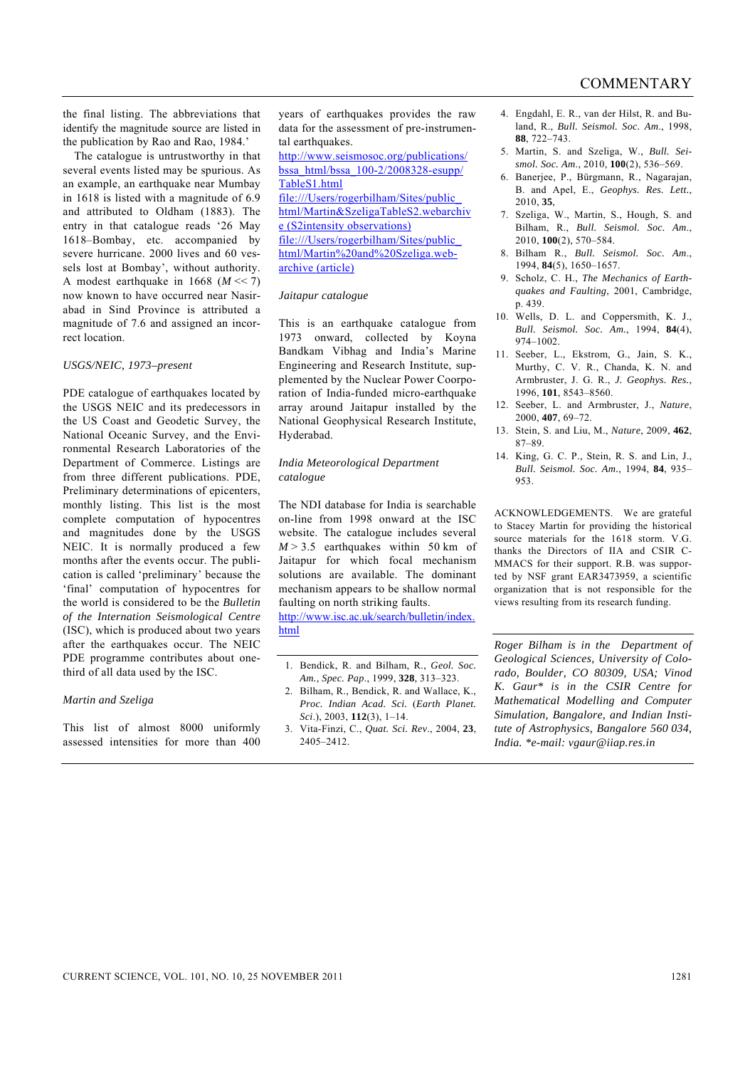the final listing. The abbreviations that identify the magnitude source are listed in the publication by Rao and Rao, 1984.'

The catalogue is untrustworthy in that several events listed may be spurious. As an example, an earthquake near Mumbay in 1618 is listed with a magnitude of 6.9 and attributed to Oldham (1883). The entry in that catalogue reads '26 May 1618–Bombay, etc. accompanied by severe hurricane. 2000 lives and 60 vessels lost at Bombay', without authority. A modest earthquake in 1668 ($M << 7$) now known to have occurred near Nasirabad in Sind Province is attributed a magnitude of 7.6 and assigned an incorrect location.

*USGS/NEIC, 1973–present*

PDE catalogue of earthquakes located by the USGS NEIC and its predecessors in the US Coast and Geodetic Survey, the National Oceanic Survey, and the Environmental Research Laboratories of the Department of Commerce. Listings are from three different publications. PDE, Preliminary determinations of epicenters, monthly listing. This list is the most complete computation of hypocentres and magnitudes done by the USGS NEIC. It is normally produced a few months after the events occur. The publication is called 'preliminary' because the 'final' computation of hypocentres for the world is considered to be the *Bulletin of the Internation Seismological Centre* (ISC), which is produced about two years after the earthquakes occur. The NEIC PDE programme contributes about one-third of all data used by the ISC.

*Martin and Szeliga*

This list of almost 8000 uniformly assessed intensities for more than 400 years of earthquakes provides the raw data for the assessment of pre-instrumental earthquakes.

http://www.seismosoc.org/publications/bssa_html/bssa_100-2/2008328-esupp/TableS1.html
file:///Users/rogerbilham/Sites/public_html/Martin&SzeligaTableS2.webarchive (S2intensity observations)
file:///Users/rogerbilham/Sites/public_html/Martin%20and%20Szeliga.web-archive (article)

*Jaitapur catalogue*

This is an earthquake catalogue from 1973 onward, collected by Koyna Bandkam Vibhag and India's Marine Engineering and Research Institute, supplemented by the Nuclear Power Corporation of India-funded micro-earthquake array around Jaitapur installed by the National Geophysical Research Institute, Hyderabad.

*India Meteorological Department catalogue*

The NDI database for India is searchable on-line from 1998 onward at the ISC website. The catalogue includes several $M > 3.5$ earthquakes within 50 km of Jaitapur for which focal mechanism solutions are available. The dominant mechanism appears to be shallow normal faulting on north striking faults.
http://www.isc.ac.uk/search/bulletin/index.html

1. Bendick, R. and Bilham, R., *Geol. Soc. Am., Spec. Pap*., 1999, **328**, 313–323.
2. Bilham, R., Bendick, R. and Wallace, K., *Proc. Indian Acad. Sci.* (*Earth Planet. Sci*.), 2003, **112**(3), 1–14.
3. Vita-Finzi, C., *Quat. Sci. Rev*., 2004, **23**, 2405–2412.
4. Engdahl, E. R., van der Hilst, R. and Buland, R., *Bull. Seismol. Soc. Am*., 1998, **88**, 722–743.
5. Martin, S. and Szeliga, W., *Bull. Seismol. Soc. Am*., 2010, **100**(2), 536–569.
6. Banerjee, P., Bürgmann, R., Nagarajan, B. and Apel, E., *Geophys. Res. Lett.*, 2010, **35**,
7. Szeliga, W., Martin, S., Hough, S. and Bilham, R., *Bull. Seismol. Soc. Am*., 2010, **100**(2), 570–584.
8. Bilham R., *Bull. Seismol. Soc. Am*., 1994, **84**(5), 1650–1657.
9. Scholz, C. H., *The Mechanics of Earthquakes and Faulting*, 2001, Cambridge, p. 439.
10. Wells, D. L. and Coppersmith, K. J., *Bull. Seismol. Soc. Am*., 1994, **84**(4), 974–1002.
11. Seeber, L., Ekstrom, G., Jain, S. K., Murthy, C. V. R., Chanda, K. N. and Armbruster, J. G. R., *J. Geophys. Res.*, 1996, **101**, 8543–8560.
12. Seeber, L. and Armbruster, J., *Nature*, 2000, **407**, 69–72.
13. Stein, S. and Liu, M., *Nature*, 2009, **462**, 87–89.
14. King, G. C. P., Stein, R. S. and Lin, J., *Bull. Seismol. Soc. Am*., 1994, **84**, 935–953.

ACKNOWLEDGEMENTS. We are grateful to Stacey Martin for providing the historical source materials for the 1618 storm. V.G. thanks the Directors of IIA and CSIR C-MMACS for their support. R.B. was supported by NSF grant EAR3473959, a scientific organization that is not responsible for the views resulting from its research funding.

*Roger Bilham is in the Department of Geological Sciences, University of Colorado, Boulder, CO 80309, USA; Vinod K. Gaur\* is in the CSIR Centre for Mathematical Modelling and Computer Simulation, Bangalore, and Indian Institute of Astrophysics, Bangalore 560 034, India. \*e-mail: vgaur@iiap.res.in*